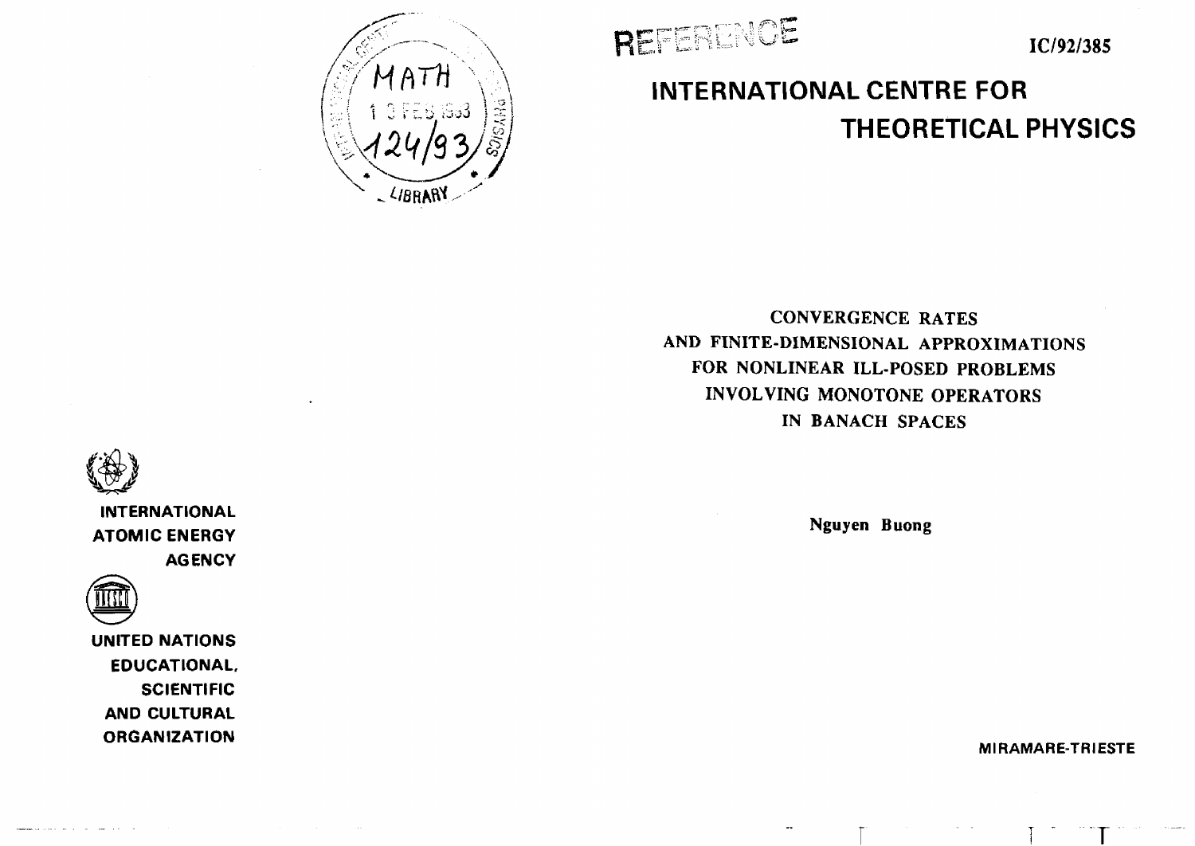REFERENCE

IC/92/385

# INTERNATIONAL CENTRE FOR THEORETICAL PHYSICS

## CONVERGENCE RATES AND FINITE-DIMENSIONAL APPROXIMATIONS FOR NONLINEAR ILL-POSED PROBLEMS INVOLVING MONOTONE OPERATORS IN BANACH SPACES

Nguyen Buong

INTERNATIONAL ATOMIC ENERGY AGENCY

UNITED NATIONS EDUCATIONAL, SCIENTIFIC AND CULTURAL ORGANIZATION

MIRAMARE-TRIESTE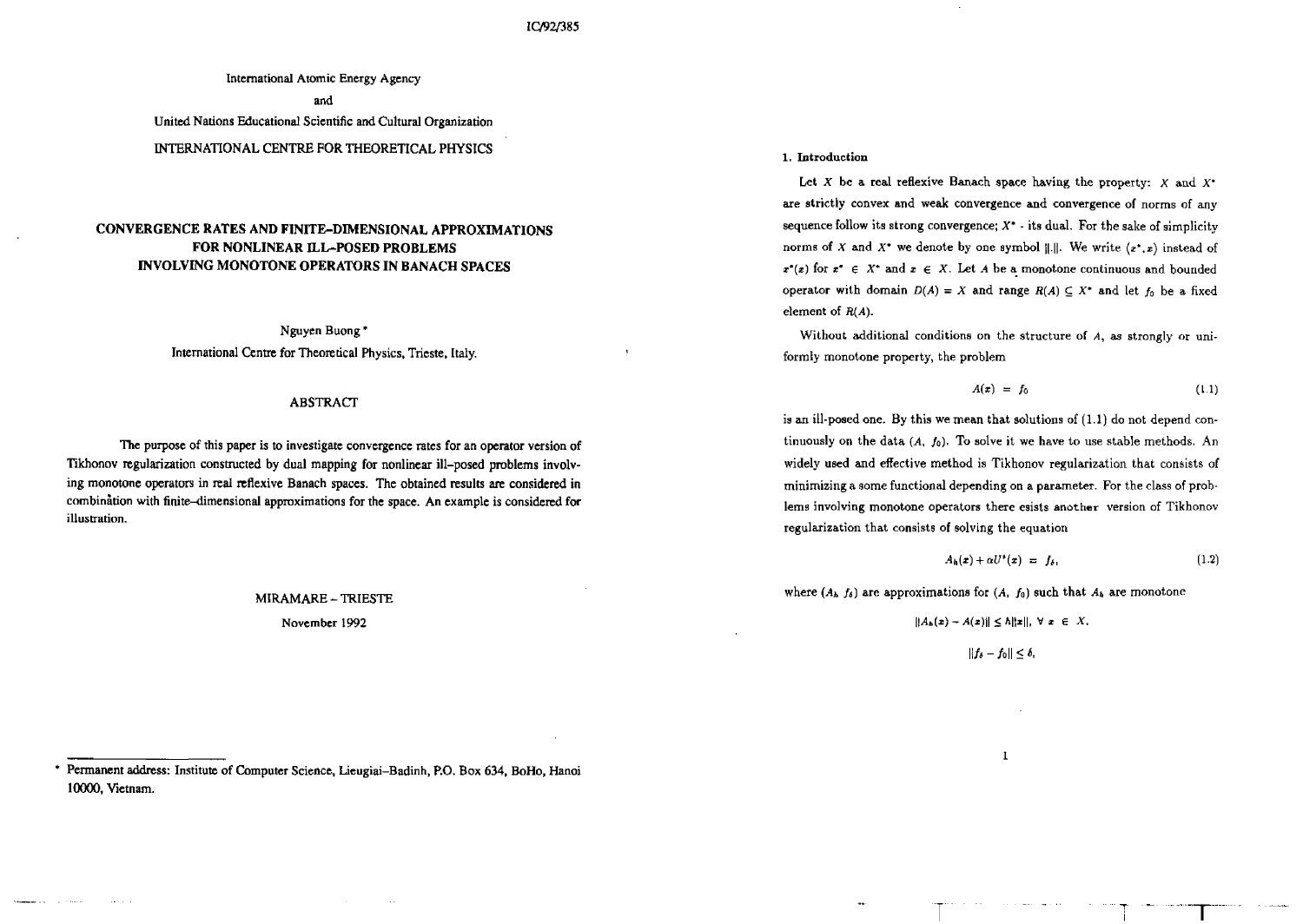IC/92/385

International Atomic Energy Agency

and

United Nations Educational Scientific and Cultural Organization

INTERNATIONAL CENTRE FOR THEORETICAL PHYSICS

# CONVERGENCE RATES AND FINITE–DIMENSIONAL APPROXIMATIONS FOR NONLINEAR ILL–POSED PROBLEMS INVOLVING MONOTONE OPERATORS IN BANACH SPACES

Nguyen Buong *

International Centre for Theoretical Physics, Trieste, Italy.

## ABSTRACT

The purpose of this paper is to investigate convergence rates for an operator version of Tikhonov regularization constructed by dual mapping for nonlinear ill–posed problems involving monotone operators in real reflexive Banach spaces. The obtained results are considered in combination with finite–dimensional approximations for the space. An example is considered for illustration.

MIRAMARE – TRIESTE

November 1992

* Permanent address: Institute of Computer Science, Lieugiai–Badinh, P.O. Box 634, BoHo, Hanoi 10000, Vietnam.

## 1. Introduction

Let $X$ be a real reflexive Banach space having the property: $X$ and $X^*$ are strictly convex and weak convergence and convergence of norms of any sequence follow its strong convergence; $X^*$ - its dual. For the sake of simplicity norms of $X$ and $X^*$ we denote by one symbol $\|.\|$. We write $(x^*, x)$ instead of $x^*(x)$ for $x^* \in X^*$ and $x \in X$. Let $A$ be a monotone continuous and bounded operator with domain $D(A) = X$ and range $R(A) \subseteq X^*$ and let $f_0$ be a fixed element of $R(A)$.

Without additional conditions on the structure of $A$, as strongly or uniformly monotone property, the problem

$$A(x) = f_0 \tag{1.1}$$

is an ill-posed one. By this we mean that solutions of (1.1) do not depend continuously on the data $(A, f_0)$. To solve it we have to use stable methods. An widely used and effective method is Tikhonov regularization that consists of minimizing a some functional depending on a parameter. For the class of problems involving monotone operators there esists another version of Tikhonov regularization that consists of solving the equation

$$A_h(x) + \alpha U^s(x) = f_\delta, \tag{1.2}$$

where $(A_h, f_\delta)$ are approximations for $(A, f_0)$ such that $A_h$ are monotone

$$\|A_h(x) - A(x)\| \leq h\|x\|, \ \forall \ x \in X,$$

$$\|f_\delta - f_0\| \leq \delta,$$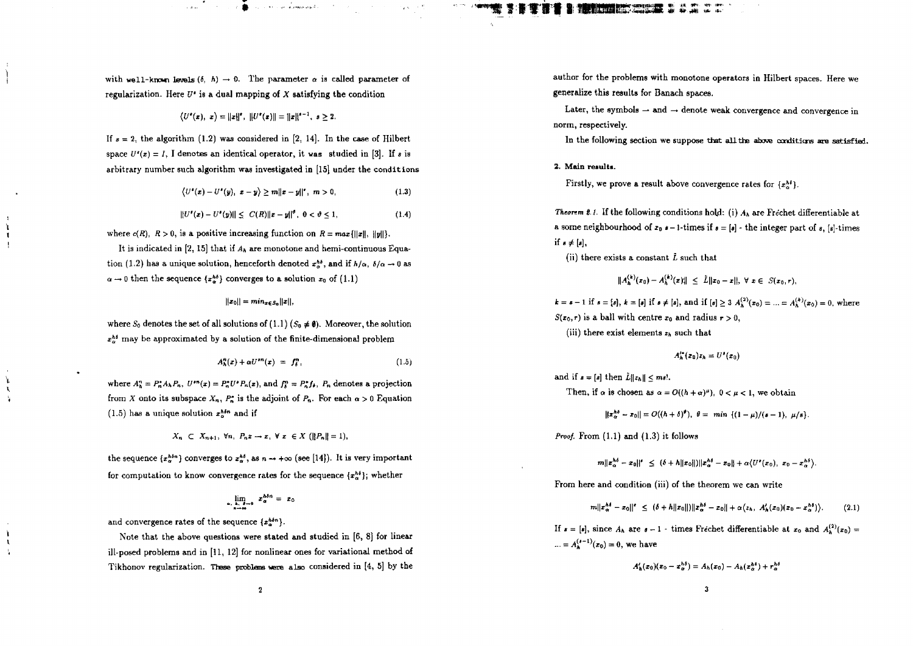with well-known levels $(\delta,\ h) \to 0$. The parameter $\alpha$ is called parameter of regularization. Here $U^s$ is a dual mapping of $X$ satisfying the condition

$$\langle U^s(x),\ x\rangle = \|x\|^s,\ \|U^s(x)\| = \|x\|^{s-1},\ s \geq 2.$$

If $s = 2$, the algorithm (1.2) was considered in [2, 14]. In the case of Hilbert space $U^s(x) = I$, I denotes an identical operator, it was studied in [3]. If $s$ is arbitrary number such algorithm was investigated in [15] under the conditions

$$\langle U^s(x) - U^s(y),\ x - y\rangle \geq m\|x - y\|^s,\ m > 0, \tag{1.3}$$

$$\|U^s(x) - U^s(y)\| \leq C(R)\|x - y\|^\vartheta,\ 0 < \vartheta \leq 1, \tag{1.4}$$

where $c(R)$, $R > 0$, is a positive increasing function on $R = max\{\|x\|,\ \|y\|\}$.

It is indicated in [2, 15] that if $A_h$ are monotone and hemi-continuous Equation (1.2) has a unique solution, henceforth denoted $x_\alpha^{h\delta}$, and if $h/\alpha$, $\delta/\alpha \to 0$ as $\alpha \to 0$ then the sequence $\{x_\alpha^{h\delta}\}$ converges to a solution $x_0$ of (1.1)

$$\|x_0\| = min_{x \in S_0}\|x\|,$$

where $S_0$ denotes the set of all solutions of (1.1) ($S_0 \neq \emptyset$). Moreover, the solution $x_\alpha^{h\delta}$ may be approximated by a solution of the finite-dimensional problem

$$A_h^n(x) + \alpha U^{sn}(x) = f_\delta^n, \tag{1.5}$$

where $A_h^n = P_n^* A_h P_n$, $U^{sn}(x) = P_n^* U^s P_n(x)$, and $f_\delta^n = P_n^* f_\delta$, $P_n$ denotes a projection from $X$ onto its subspace $X_n$, $P_n^*$ is the adjoint of $P_n$. For each $\alpha > 0$ Equation (1.5) has a unique solution $x_\alpha^{h\delta n}$ and if

$$X_n \subset X_{n+1},\ \forall n,\ P_n x \to x,\ \forall\ x\ \in X\ (\|P_n\| = 1),$$

the sequence $\{x_\alpha^{h\delta n}\}$ converges to $x_\alpha^{h\delta}$, as $n \to +\infty$ (see [14]). It is very important for computation to know convergence rates for the sequence $\{x_\alpha^{h\delta}\}$; whether

$$\lim_{\substack{\alpha,\ h,\ \delta \to 0 \\ n \to \infty}} x_\alpha^{h\delta n} = x_0$$

and convergence rates of the sequence $\{x_\alpha^{h\delta n}\}$.

Note that the above questions were stated and studied in [6, 8] for linear ill-posed problems and in [11, 12] for nonlinear ones for variational method of Tikhonov regularization. These problems were also considered in [4, 5] by the author for the problems with monotone operators in Hilbert spaces. Here we generalize this results for Banach spaces.

Later, the symbols $\rightharpoonup$ and $\to$ denote weak convergence and convergence in norm, respectively.

In the following section we suppose that all the above conditions are satisfied.

## 2. Main results.

Firstly, we prove a result above convergence rates for $\{x_\alpha^{h\delta}\}$.

*Theorem 2.1.* If the following conditions hold: (i) $A_h$ are Fréchet differentiable at a some neighbourhood of $x_0$ $s-1$-times if $s = [s]$ - the integer part of $s$, $[s]$-times if $s \neq [s]$,

(ii) there exists a constant $\tilde{L}$ such that

$$\|A_h^{(k)}(x_0) - A_h^{(k)}(x)\| \leq \tilde{L}\|x_0 - x\|,\ \forall\ x \in\ S(x_0, r),$$

$k = s - 1$ if $s = [s]$, $k = [s]$ if $s \neq [s]$, and if $[s] \geq 3$ $A_h^{(2)}(x_0) = \ldots = A_h^{(k)}(x_0) = 0$, where $S(x_0, r)$ is a ball with centre $x_0$ and radius $r > 0$,

(iii) there exist elements $z_h$ such that

$$A_h'^*(x_0)z_h = U^s(x_0)$$

and if $s = [s]$ then $\tilde{L}\|z_h\| \leq ms!$.

Then, if $\alpha$ is chosen as $\alpha = O((h+\alpha)^\mu)$, $0 < \mu < 1$, we obtain

$$\|x_\alpha^{h\delta} - x_0\| = O((h+\delta)^\theta),\ \theta =\ min\ \{(1-\mu)/(s-1),\ \mu/s\}.$$

*Proof.* From (1.1) and (1.3) it follows

$$m\|x_\alpha^{h\delta} - x_0\|^s\ \leq\ (\delta + h\|x_0\|)\|x_\alpha^{h\delta} - x_0\| + \alpha\langle U^s(x_0),\ x_0 - x_\alpha^{h\delta}\rangle.$$

From here and condition (iii) of the theorem we can write

$$m\|x_\alpha^{h\delta} - x_0\|^s\ \leq\ (\delta + h\|x_0\|)\|x_\alpha^{h\delta} - x_0\| + \alpha\langle z_h,\ A_h'(x_0)(x_0 - x_\alpha^{h\delta})\rangle. \tag{2.1}$$

If $s = [s]$, since $A_h$ are $s-1$ - times Fréchet differentiable at $x_0$ and $A_h^{(2)}(x_0) = \ldots = A_h^{(s-1)}(x_0) = 0$, we have

$$A_h'(x_0)(x_0 - x_\alpha^{h\delta}) = A_h(x_0) - A_h(x_\alpha^{h\delta}) + r_\alpha^{h\delta}$$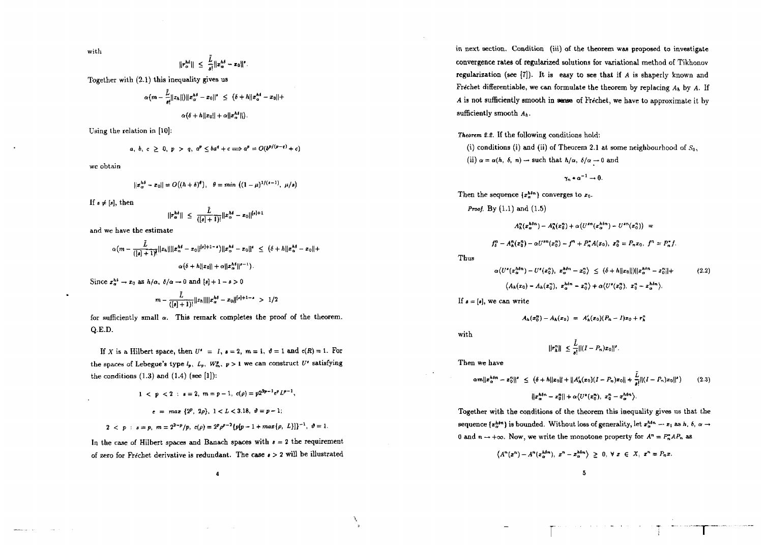with

$$\|r_\alpha^{h\delta}\| \leq \frac{\tilde{L}}{s!}\|x_\alpha^{h\delta} - x_0\|^s.$$

Together with (2.1) this inequality gives us

$$\alpha(m - \frac{\tilde{L}}{s!}\|z_h\|)\|x_\alpha^{h\delta} - x_0\|^s \leq (\delta + h\|x_\alpha^{h\delta} - x_0\| +$$

$$\alpha(\delta + h\|x_0\| + \alpha\|x_\alpha^{h\delta}\|).$$

Using the relation in [10]:

$$a,\ b,\ c \geq 0,\ p > q,\ a^p \leq ba^q + c \Longrightarrow a^p = O(b^{p/(p-q)} + c)$$

we obtain

$$\|x_\alpha^{h\delta} - x_0\| = O\left((h+\delta)^\theta\right),\ \theta = min\ \left((1-\mu)^{1/(s-1)},\ \mu/s\right)$$

If $s \neq [s]$, then

$$\|r_\alpha^{h\delta}\| \leq \frac{\tilde{L}}{([s]+1)!}\|x_\alpha^{h\delta} - x_0\|^{[s]+1}$$

and we have the estimate

$$\alpha(m - \frac{\tilde{L}}{([s]+1)!}\|z_h\|\|x_\alpha^{h\delta} - x_0\|^{[s]+1-s})\|x_\alpha^{h\delta} - x_0\|^s \leq (\delta + h\|x_\alpha^{h\delta} - x_0\| +$$

$$\alpha(\delta + h\|x_0\| + \alpha\|x_\alpha^{h\delta}\|^{s-1}).$$

Since $x_\alpha^{h\delta} \to x_0$ as $h/\alpha,\ \delta/\alpha \to 0$ and $[s]+1-s > 0$

$$m - \frac{\tilde{L}}{([s]+1)!}\|z_h\|\|x_\alpha^{h\delta} - x_0\|^{[s]+1-s} > 1/2$$

for sufficiently small $\alpha$. This remark completes the proof of the theorem. Q.E.D.

If $X$ is a Hilbert space, then $U^s = I$, $s = 2$, $m = 1$, $\vartheta = 1$ and $c(R) = 1$. For the spaces of Lebesgue's type $l_p$, $L_p$, $W_m^p$, $p > 1$ we can construct $U^s$ satisfying the conditions (1.3) and (1.4) (see [1]):

$$1 < p < 2\ :\ s = 2,\ m = p-1,\ c(\rho) = p2^{2p-1}e^p L^{p-1},$$

$$e = max\ \{2^p,\ 2p\},\ 1 < L < 3.18,\ \vartheta = p-1;$$

$$2 < p\ :\ s = p,\ m = 2^{2-p}/p,\ c(\rho) = 2^p\rho^{p-2}\{p[p-1+max(\rho,\ L)]\}^{-1},\ \vartheta = 1.$$

In the case of Hilbert spaces and Banach spaces with $s = 2$ the requirement of zero for Fréchet derivative is redundant. The case $s > 2$ will be illustrated in next section. Condition (iii) of the theorem was proposed to investigate convergence rates of regularized solutions for variational method of Tikhonov regularization (see [7]). It is easy to see that if $A$ is shaperly known and Fréchet differentiable, we can formulate the theorem by replacing $A_h$ by $A$. If $A$ is not sufficiently smooth in sense of Fréchet, we have to approximate it by sufficiently smooth $A_h$.

*Theorem 2.2.* If the following conditions hold:

(i) conditions (i) and (ii) of Theorem 2.1 at some neighbourhood of $S_0$,

(ii) $\alpha = \alpha(h,\ \delta,\ n) \to$ such that $h/\alpha,\ \delta/\alpha \to 0$ and

$$\gamma_n * \alpha^{-1} \to 0.$$

Then the sequence $\{x_\alpha^{h\delta n}\}$ converges to $x_0$.

*Proof.* By (1.1) and (1.5)

$$A_h^n(x_\alpha^{h\delta n}) - A_h^n(x_0^n) + \alpha(U^{sn}(x_\alpha^{h\delta n}) - U^{sn}(x_0^n)) =$$

$$f_\delta^n - A_h^n(x_0^n) - \alpha U^{sn}(x_0^n) - f^n + P_n^* A(x_0),\ x_0^n = P_n x_0,\ f^n = P_n^* f.$$

Thus

$$\alpha\langle U^s(x_\alpha^{h\delta n}) - U^s(x_0^n),\ x_\alpha^{h\delta n} - x_0^n\rangle \leq (\delta + h\|x_0\|)\|x_\alpha^{h\delta n} - x_0^n\| + \tag{2.2}$$

$$\langle A_h(x_0) - A_h(x_0^n),\ x_\alpha^{h\delta n} - x_0^n\rangle + \alpha\langle U^s(x_0^n),\ x_0^n - x_\alpha^{h\delta n}\rangle.$$

If $s = [s]$, we can write

$$A_h(x_0^n) - A_h(x_0) = A_h'(x_0)(P_n - I)x_0 + r_h^n$$

with

$$\|r_h^n\| \leq \frac{\tilde{L}}{s!}\|(I - P_n)x_0\|^s.$$

Then we have

$$\alpha m\|x_\alpha^{h\delta n} - x_0^n\|^s \leq (\delta + h\|x_0\| + \|A_h'(x_0)(I - P_n)x_0\| + \frac{\tilde{L}}{s!}\|(I - P_n)x_0\|^s) \tag{2.3}$$

$$\|x_\alpha^{h\delta n} - x_0^n\| + \alpha\langle U^s(x_0^n),\ x_0^n - x_\alpha^{h\delta n}\rangle.$$

Together with the conditions of the theorem this inequality gives us that the sequence $\{x_\alpha^{h\delta n}\}$ is bounded. Without loss of generality, let $x_\alpha^{h\delta n} \rightharpoonup x_1$ as $h,\ \delta,\ \alpha \to 0$ and $n \to +\infty$. Now, we write the monotone property for $A^n = P_n^* A P_n$ as

$$\langle A^n(x^n) - A^n(x_\alpha^{h\delta n}),\ x^n - x_\alpha^{h\delta n}\rangle \geq 0,\ \forall\ x \in X,\ x^n = P_n x.$$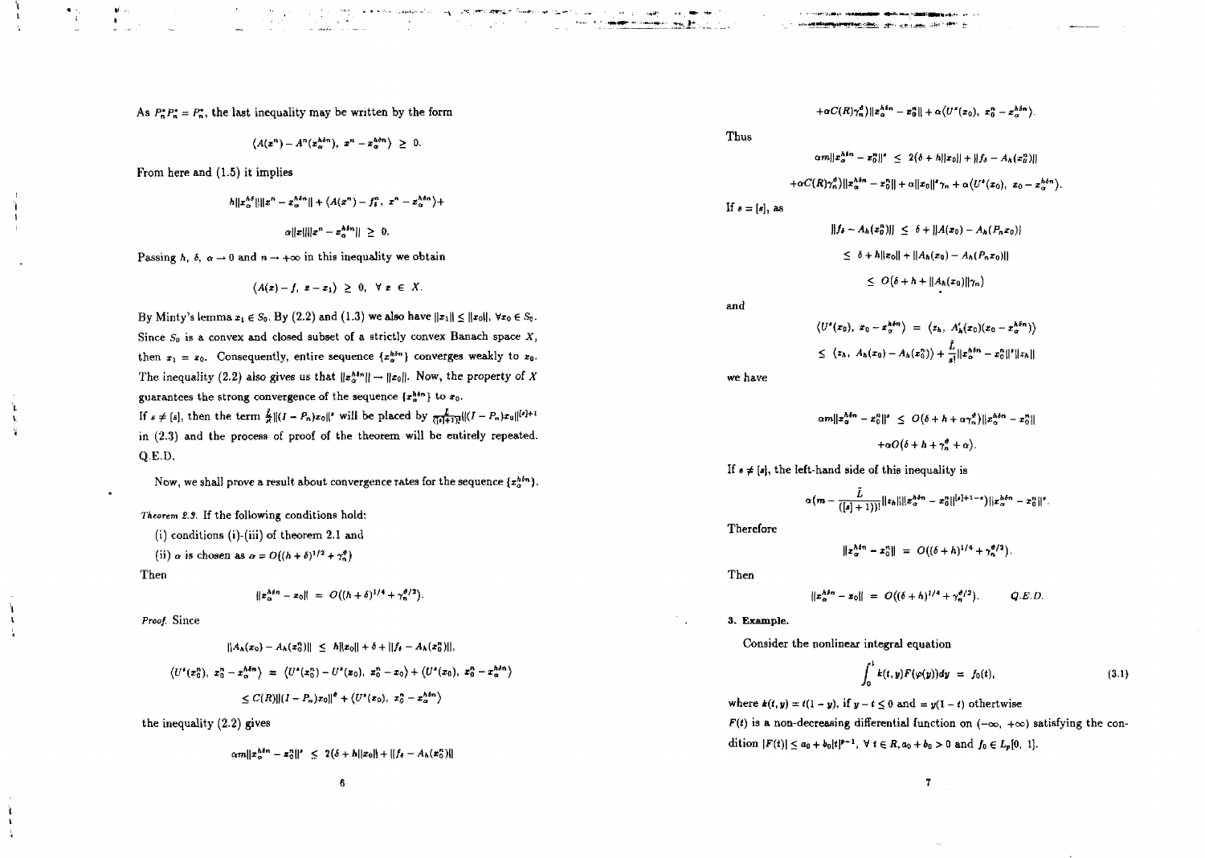As $P_n^* P_n^* = P_n^*$, the last inequality may be written by the form

$$\langle A(x^n) - A^n(x_\alpha^{h\delta n}),\ x^n - x_\alpha^{h\delta n}\rangle \ \geq \ 0.$$

From here and (1.5) it implies

$$h\|x_\alpha^{h\delta}\|\|x^n - x_\alpha^{h\delta n}\| + \langle A(x^n) - f_\delta^n,\ x^n - x_\alpha^{h\delta n}\rangle +$$

$$\alpha\|x\|\|x^n - x_\alpha^{h\delta n}\| \ \geq \ 0.$$

Passing $h,\ \delta,\ \alpha \to 0$ and $n \to +\infty$ in this inequality we obtain

$$\langle A(x) - f,\ x - x_1\rangle \ \geq \ 0, \ \ \forall\ x \in X.$$

By Minty's lemma $x_1 \in S_0$. By (2.2) and (1.3) we also have $\|x_1\| \leq \|x_0\|$, $\forall x_0 \in S_0$. Since $S_0$ is a convex and closed subset of a strictly convex Banach space $X$, then $x_1 = x_0$. Consequently, entire sequence $\{x_\alpha^{h\delta n}\}$ converges weakly to $x_0$. The inequality (2.2) also gives us that $\|x_\alpha^{h\delta n}\| \to \|x_0\|$. Now, the property of $X$ guarantees the strong convergence of the sequence $\{x_\alpha^{h\delta n}\}$ to $x_0$.

If $s \neq [s]$, then the term $\frac{\tilde{L}}{s!}\|(I - P_n)x_0\|^s$ will be placed by $\frac{\tilde{L}}{([s]+1)!}\|(I - P_n)x_0\|^{[s]+1}$ in (2.3) and the process of proof of the theorem will be entirely repeated. Q.E.D.

Now, we shall prove a result about convergence rates for the sequence $\{x_\alpha^{h\delta n}\}$.

*Theorem 2.3.* If the following conditions hold:

(i) conditions (i)-(iii) of theorem 2.1 and

(ii) $\alpha$ is chosen as $\alpha = O((h+\delta)^{1/2} + \gamma_n^\theta)$

Then

$$\|x_\alpha^{h\delta n} - x_0\| \ = \ O((h+\delta)^{1/4} + \gamma_n^{\theta/2}).$$

*Proof.* Since

$$\|A_h(x_0) - A_h(x_0^n)\| \ \leq \ h\|x_0\| + \delta + \|f_\delta - A_h(x_0^n)\|,$$

$$\langle U^s(x_0^n),\ x_0^n - x_\alpha^{h\delta n}\rangle \ = \ \langle U^s(x_0^n) - U^s(x_0),\ x_0^n - x_0\rangle + \langle U^s(x_0),\ x_0^n - x_\alpha^{h\delta n}\rangle$$

$$\leq C(R)\|(I - P_n)x_0\|^\theta + \langle U^s(x_0),\ x_0^n - x_\alpha^{h\delta n}\rangle$$

the inequality (2.2) gives

$$\alpha m\|x_\alpha^{h\delta n} - x_0^n\|^s \ \leq \ 2(\delta + h\|x_0\| + \|f_\delta - A_h(x_0^n)\|$$

$$+\alpha C(R)\gamma_n^\theta)\|x_\alpha^{h\delta n} - x_0^n\| + \alpha\langle U^s(x_0),\ x_0^n - x_\alpha^{h\delta n}\rangle.$$

Thus

$$\alpha m\|x_\alpha^{h\delta n} - x_0^n\|^s \ \leq \ 2(\delta + h\|x_0\| + \|f_\delta - A_h(x_0^n)\|$$

$$+\alpha C(R)\gamma_n^\theta)\|x_\alpha^{h\delta n} - x_0^n\| + \alpha\|x_0\|^s\gamma_n + \alpha\langle U^s(x_0),\ x_0 - x_\alpha^{h\delta n}\rangle.$$

If $s = [s]$, as

$$\|f_\delta - A_h(x_0^n)\| \ \leq \ \delta + \|A(x_0) - A_h(P_n x_0)\|$$

$$\leq \ \delta + h\|x_0\| + \|A_h(x_0) - A_h(P_n x_0)\|$$

$$\leq \ O(\delta + h + \|A_h(x_0)\|\gamma_n)$$

and

$$\langle U^s(x_0),\ x_0 - x_\alpha^{h\delta n}\rangle \ = \ \langle z_h,\ A_h'(x_0)(x_0 - x_\alpha^{h\delta n})\rangle$$

$$\leq \ \langle z_h,\ A_h(x_0) - A_h(x_0^n)\rangle + \frac{\tilde{L}}{s!}\|x_\alpha^{h\delta n} - x_0^n\|^s\|z_h\|$$

we have

$$\alpha m\|x_\alpha^{h\delta n} - x_0^n\|^s \ \leq \ O(\delta + h + \alpha\gamma_n^\theta)\|x_\alpha^{h\delta n} - x_0^n\|$$

$$+\alpha O(\delta + h + \gamma_n^\theta + \alpha).$$

If $s \neq [s]$, the left-hand side of this inequality is

$$\alpha(m - \frac{\tilde{L}}{([s]+1))!}\|z_h\|\|x_\alpha^{h\delta n} - x_0^n\|^{[s]+1-s})\|x_\alpha^{h\delta n} - x_0^n\|^s.$$

Therefore

$$\|x_\alpha^{h\delta n} - x_0^n\| \ = \ O((\delta + h)^{1/4} + \gamma_n^{\theta/2}).$$

Then

$$\|x_\alpha^{h\delta n} - x_0\| \ = \ O((\delta + h)^{1/4} + \gamma_n^{\theta/2}). \qquad Q.E.D.$$

## 3. Example.

Consider the nonlinear integral equation

$$\int_0^1 k(t,y)F(\varphi(y))dy \ = \ f_0(t), \tag{3.1}$$

where $k(t,y) = t(1-y)$, if $y - t \leq 0$ and $= y(1-t)$ othertwise

$F(t)$ is a non-decreasing differential function on $(-\infty, +\infty)$ satisfying the condition $|F(t)| \leq a_0 + b_0|t|^{p-1}$, $\forall\ t \in R, a_0 + b_0 > 0$ and $f_0 \in L_p[0,\ 1]$.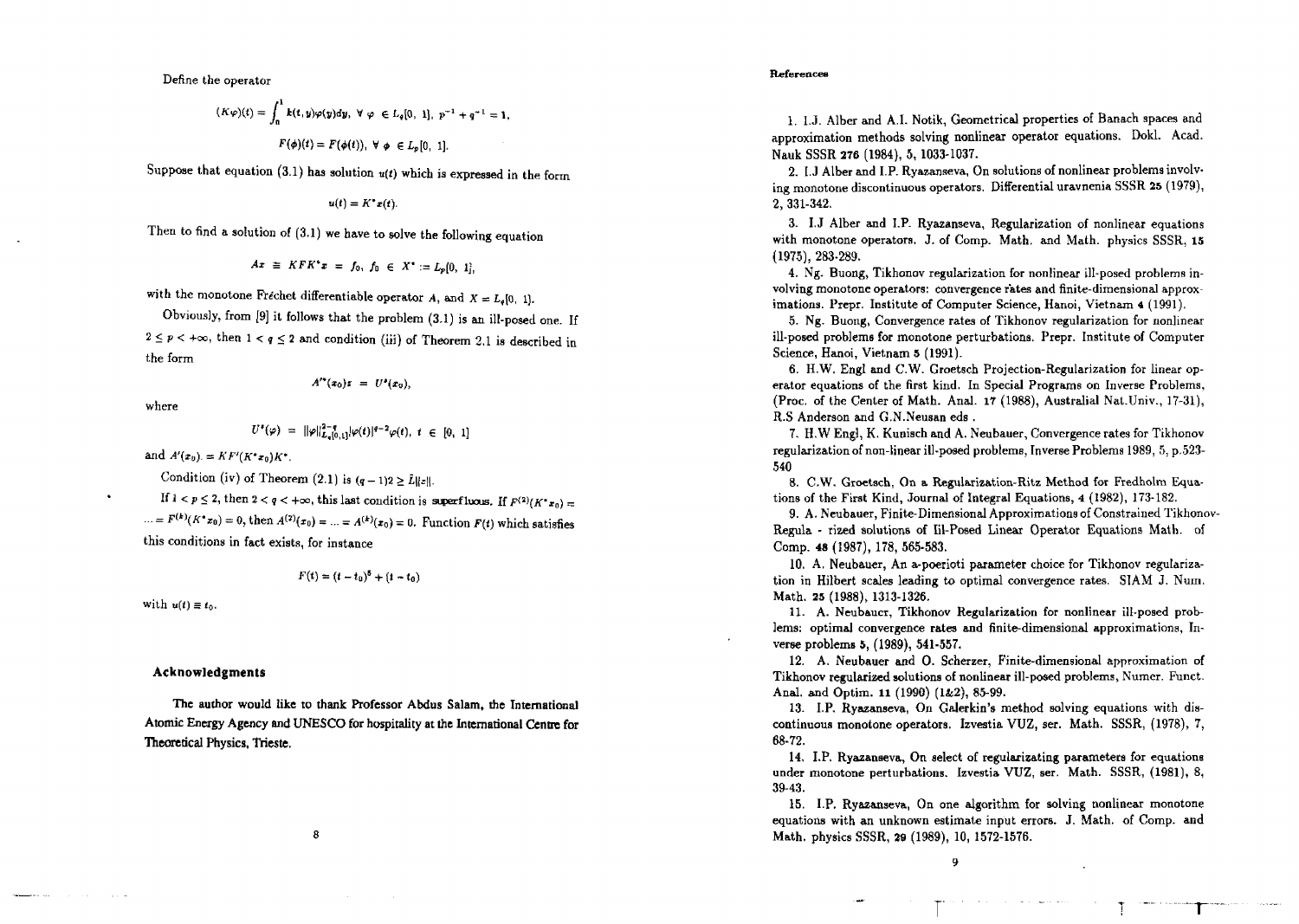Define the operator

$$(K\varphi)(t) = \int_0^1 k(t,y)\varphi(y)dy, \ \forall \ \varphi \ \in L_q[0,\ 1],\ p^{-1} + q^{-1} = 1,$$

$$F(\phi)(t) = F(\phi(t)), \ \forall \ \phi \ \in L_p[0,\ 1].$$

Suppose that equation (3.1) has solution $u(t)$ which is expressed in the form

$$u(t) = K^* x(t).$$

Then to find a solution of (3.1) we have to solve the following equation

$$Ax \ \equiv \ KFK^*x \ = \ f_0, \ f_0 \ \in \ X^* := L_p[0,\ 1],$$

with the monotone Fréchet differentiable operator $A$, and $X = L_q[0,\ 1]$.

Obviously, from [9] it follows that the problem (3.1) is an ill-posed one. If $2 \le p < +\infty$, then $1 < q \le 2$ and condition (iii) of Theorem 2.1 is described in the form

$$A'^*(x_0)z \ = \ U^s(x_0),$$

where

$$U^s(\varphi) \ = \ \|\varphi\|_{L_q[0,1]}^{2-q}|\varphi(t)|^{q-2}\varphi(t), \ t \ \in \ [0,\ 1]$$

and $A'(x_0) = KF'(K^*x_0)K^*$.

Condition (iv) of Theorem (2.1) is $(q-1)2 \ge \tilde{L}\|z\|$.

If $1 < p \le 2$, then $2 < q < +\infty$, this last condition is superfluous. If $F^{(2)}(K^*x_0) = \dots = F^{(k)}(K^*x_0) = 0$, then $A^{(2)}(x_0) = \dots = A^{(k)}(x_0) = 0$. Function $F(t)$ which satisfies this conditions in fact exists, for instance

$$F(t) = (t - t_0)^5 + (t - t_0)$$

with $u(t) \equiv t_0$.

## Acknowledgments

The author would like to thank Professor Abdus Salam, the International Atomic Energy Agency and UNESCO for hospitality at the International Centre for Theoretical Physics, Trieste.

## References

1. I.J. Alber and A.I. Notik, Geometrical properties of Banach spaces and approximation methods solving nonlinear operator equations. Dokl. Acad. Nauk SSSR **276** (1984), 5, 1033-1037.

2. I.J Alber and I.P. Ryazanseva, On solutions of nonlinear problems involving monotone discontinuous operators. Differential uravnenia SSSR **25** (1979), 2, 331-342.

3. I.J Alber and I.P. Ryazanseva, Regularization of nonlinear equations with monotone operators. J. of Comp. Math. and Math. physics SSSR, **15** (1975), 283-289.

4. Ng. Buong, Tikhonov regularization for nonlinear ill-posed problems involving monotone operators: convergence rates and finite-dimensional approximations. Prepr. Institute of Computer Science, Hanoi, Vietnam **4** (1991).

5. Ng. Buong, Convergence rates of Tikhonov regularization for nonlinear ill-posed problems for monotone perturbations. Prepr. Institute of Computer Science, Hanoi, Vietnam **5** (1991).

6. H.W. Engl and C.W. Groetsch Projection-Regularization for linear operator equations of the first kind. In Special Programs on Inverse Problems, (Proc. of the Center of Math. Anal. **17** (1988), Australial Nat.Univ., 17-31), R.S Anderson and G.N.Neusan eds .

7. H.W Engl, K. Kunisch and A. Neubauer, Convergence rates for Tikhonov regularization of non-linear ill-posed problems, Inverse Problems 1989, 5, p.523-540

8. C.W. Groetsch, On a Regularization-Ritz Method for Fredholm Equations of the First Kind, Journal of Integral Equations, **4** (1982), 173-182.

9. A. Neubauer, Finite-Dimensional Approximations of Constrained Tikhonov-Regula - rized solutions of Ill-Posed Linear Operator Equations Math. of Comp. **48** (1987), 178, 565-583.

10. A. Neubauer, An a-poerioti parameter choice for Tikhonov regularization in Hilbert scales leading to optimal convergence rates. SIAM J. Num. Math. **25** (1988), 1313-1326.

11. A. Neubauer, Tikhonov Regularization for nonlinear ill-posed problems: optimal convergence rates and finite-dimensional approximations, Inverse problems **5**, (1989), 541-557.

12. A. Neubauer and O. Scherzer, Finite-dimensional approximation of Tikhonov regularized solutions of nonlinear ill-posed problems, Numer. Funct. Anal. and Optim. **11** (1990) (1&2), 85-99.

13. I.P. Ryazanseva, On Galerkin's method solving equations with discontinuous monotone operators. Izvestia VUZ, ser. Math. SSSR, (1978), 7, 68-72.

14. I.P. Ryazanseva, On select of regularizating parameters for equations under monotone perturbations. Izvestia VUZ, ser. Math. SSSR, (1981), 8, 39-43.

15. I.P. Ryazanseva, On one algorithm for solving nonlinear monotone equations with an unknown estimate input errors. J. Math. of Comp. and Math. physics SSSR, **29** (1989), 10, 1572-1576.